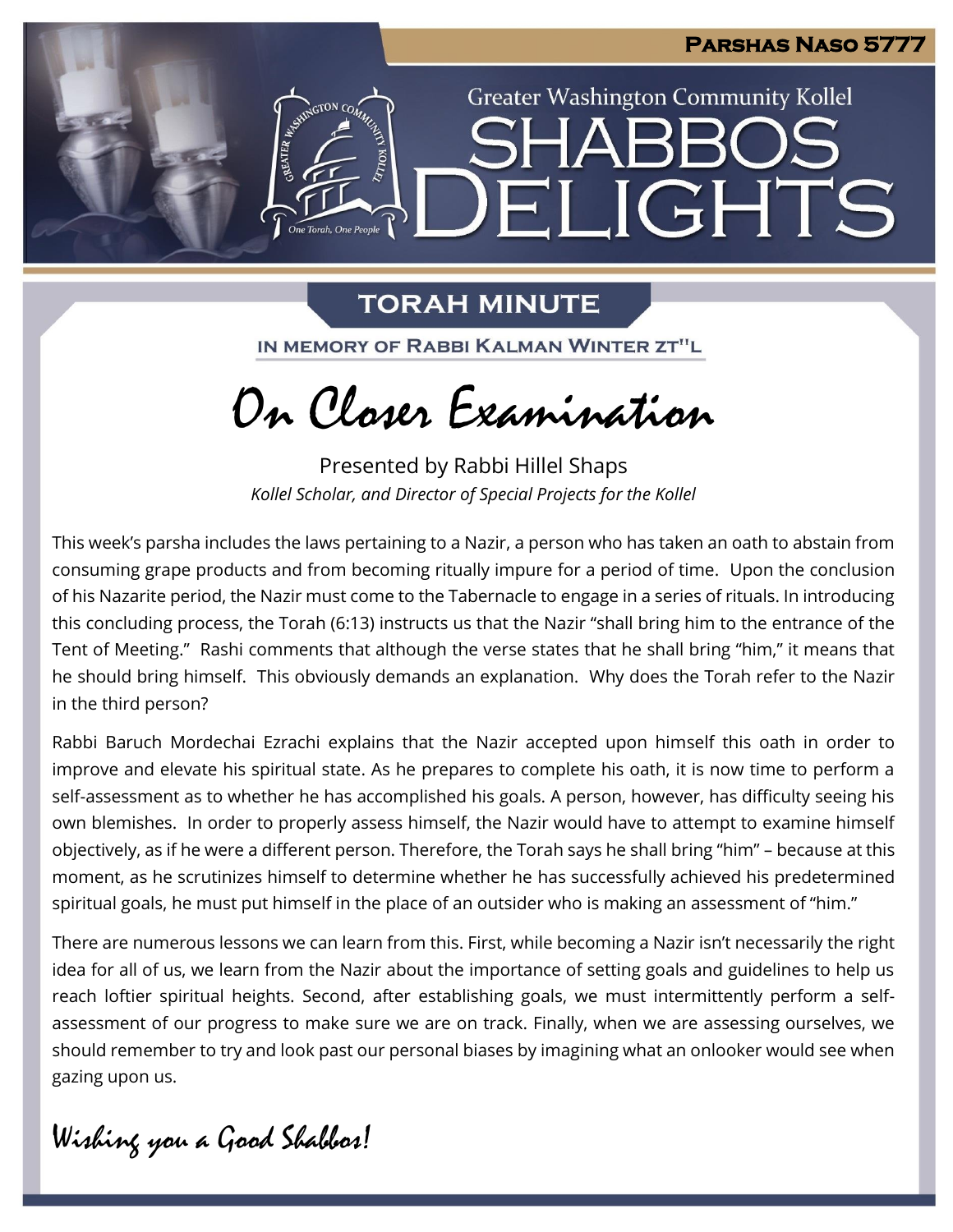**Parshas Naso 5777**

Greater Washington Community Kollel

# Shabbos Delights

## Torah Minute

IN MEMORY OF RABBI KALMAN WINTER ZT"L

# On Closer Examination

Presented by Rabbi Hillel Shaps
*Kollel Scholar, and Director of Special Projects for the Kollel*

This week's parsha includes the laws pertaining to a Nazir, a person who has taken an oath to abstain from consuming grape products and from becoming ritually impure for a period of time. Upon the conclusion of his Nazarite period, the Nazir must come to the Tabernacle to engage in a series of rituals. In introducing this concluding process, the Torah (6:13) instructs us that the Nazir "shall bring him to the entrance of the Tent of Meeting." Rashi comments that although the verse states that he shall bring "him," it means that he should bring himself. This obviously demands an explanation. Why does the Torah refer to the Nazir in the third person?

Rabbi Baruch Mordechai Ezrachi explains that the Nazir accepted upon himself this oath in order to improve and elevate his spiritual state. As he prepares to complete his oath, it is now time to perform a self-assessment as to whether he has accomplished his goals. A person, however, has difficulty seeing his own blemishes. In order to properly assess himself, the Nazir would have to attempt to examine himself objectively, as if he were a different person. Therefore, the Torah says he shall bring "him" – because at this moment, as he scrutinizes himself to determine whether he has successfully achieved his predetermined spiritual goals, he must put himself in the place of an outsider who is making an assessment of "him."

There are numerous lessons we can learn from this. First, while becoming a Nazir isn't necessarily the right idea for all of us, we learn from the Nazir about the importance of setting goals and guidelines to help us reach loftier spiritual heights. Second, after establishing goals, we must intermittently perform a self-assessment of our progress to make sure we are on track. Finally, when we are assessing ourselves, we should remember to try and look past our personal biases by imagining what an onlooker would see when gazing upon us.

*Wishing you a Good Shabbos!*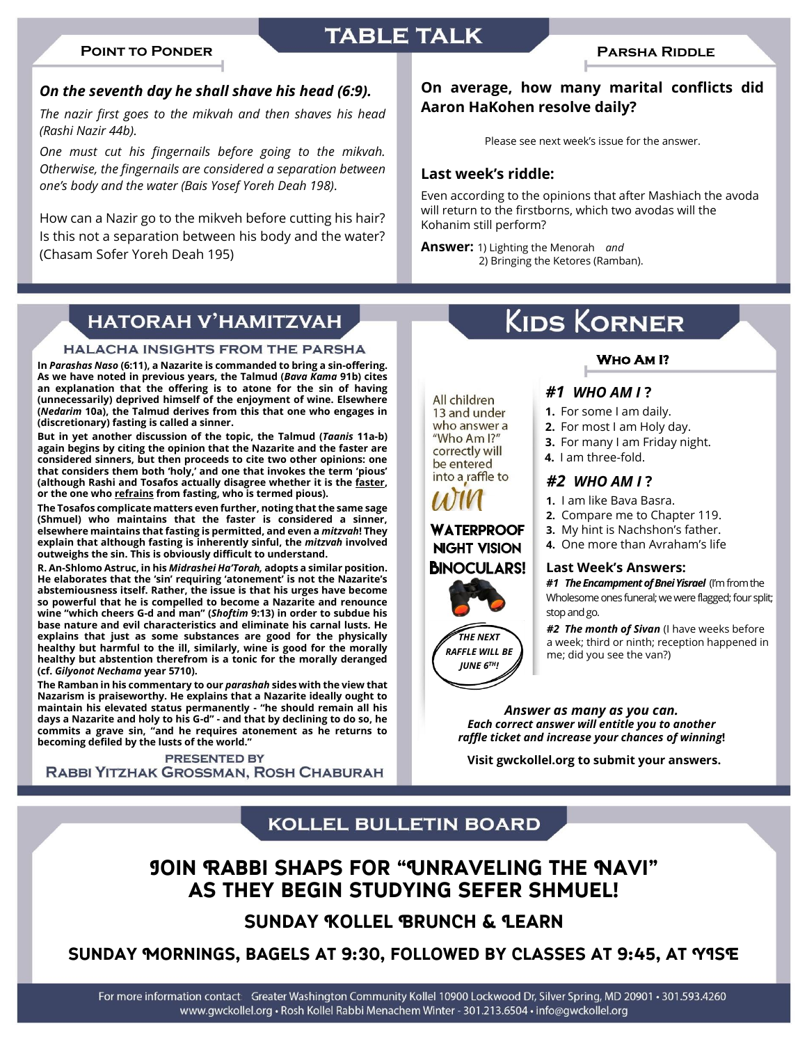# TABLE TALK

## Point to Ponder

***On the seventh day he shall shave his head (6:9).***

*The nazir first goes to the mikvah and then shaves his head (Rashi Nazir 44b).*

*One must cut his fingernails before going to the mikvah. Otherwise, the fingernails are considered a separation between one's body and the water (Bais Yosef Yoreh Deah 198).*

How can a Nazir go to the mikveh before cutting his hair? Is this not a separation between his body and the water? (Chasam Sofer Yoreh Deah 195)

## Parsha Riddle

**On average, how many marital conflicts did Aaron HaKohen resolve daily?**

Please see next week's issue for the answer.

### Last week's riddle:

Even according to the opinions that after Mashiach the avoda will return to the firstborns, which two avodas will the Kohanim still perform?

**Answer:** 1) Lighting the Menorah *and* 2) Bringing the Ketores (Ramban).

# HATORAH V'HAMITZVAH

## HALACHA INSIGHTS FROM THE PARSHA

**In *Parashas Naso* (6:11), a Nazarite is commanded to bring a sin-offering. As we have noted in previous years, the Talmud (*Bava Kama* 91b) cites an explanation that the offering is to atone for the sin of having (unnecessarily) deprived himself of the enjoyment of wine. Elsewhere (*Nedarim* 10a), the Talmud derives from this that one who engages in (discretionary) fasting is called a sinner.**

**But in yet another discussion of the topic, the Talmud (*Taanis* 11a-b) again begins by citing the opinion that the Nazarite and the faster are considered sinners, but then proceeds to cite two other opinions: one that considers them both 'holy,' and one that invokes the term 'pious' (although Rashi and Tosafos actually disagree whether it is the faster, or the one who refrains from fasting, who is termed pious).**

**The Tosafos complicate matters even further, noting that the same sage (Shmuel) who maintains that the faster is considered a sinner, elsewhere maintains that fasting is permitted, and even a *mitzvah*! They explain that although fasting is inherently sinful, the *mitzvah* involved outweighs the sin. This is obviously difficult to understand.**

**R. An-Shlomo Astruc, in his *Midrashei Ha'Torah,* adopts a similar position. He elaborates that the 'sin' requiring 'atonement' is not the Nazarite's abstemiousness itself. Rather, the issue is that his urges have become so powerful that he is compelled to become a Nazarite and renounce wine "which cheers G-d and man" (*Shoftim* 9:13) in order to subdue his base nature and evil characteristics and eliminate his carnal lusts. He explains that just as some substances are good for the physically healthy but harmful to the ill, similarly, wine is good for the morally healthy but abstention therefrom is a tonic for the morally deranged (cf. *Gilyonot Nechama* year 5710).**

**The Ramban in his commentary to our *parashah* sides with the view that Nazarism is praiseworthy. He explains that a Nazarite ideally ought to maintain his elevated status permanently - "he should remain all his days a Nazarite and holy to his G-d" - and that by declining to do so, he commits a grave sin, "and he requires atonement as he returns to becoming defiled by the lusts of the world."**

PRESENTED BY
RABBI YITZHAK GROSSMAN, ROSH CHABURAH

# KIDS KORNER

## Who Am I?

All children 13 and under who answer a "Who Am I?" correctly will be entered into a raffle to win

**WATERPROOF NIGHT VISION BINOCULARS!**

*THE NEXT RAFFLE WILL BE JUNE 6TH!*

### #1 WHO AM I ?

1. For some I am daily.
2. For most I am Holy day.
3. For many I am Friday night.
4. I am three-fold.

### #2 WHO AM I ?

1. I am like Bava Basra.
2. Compare me to Chapter 119.
3. My hint is Nachshon's father.
4. One more than Avraham's life

### Last Week's Answers:

***#1 The Encampment of Bnei Yisrael*** (I'm from the Wholesome ones funeral; we were flagged; four split; stop and go.

***#2 The month of Sivan*** (I have weeks before a week; third or ninth; reception happened in me; did you see the van?)

***Answer as many as you can.***
***Each correct answer will entitle you to another raffle ticket and increase your chances of winning!***

**Visit gwckollel.org to submit your answers.**

# KOLLEL BULLETIN BOARD

## JOIN RABBI SHAPS FOR "UNRAVELING THE NAVI" AS THEY BEGIN STUDYING SEFER SHMUEL!

### SUNDAY KOLLEL BRUNCH & LEARN

### SUNDAY MORNINGS, BAGELS AT 9:30, FOLLOWED BY CLASSES AT 9:45, AT YISE

For more information contact: Greater Washington Community Kollel 10900 Lockwood Dr, Silver Spring, MD 20901 • 301.593.4260
www.gwckollel.org • Rosh Kollel Rabbi Menachem Winter - 301.213.6504 • info@gwckollel.org